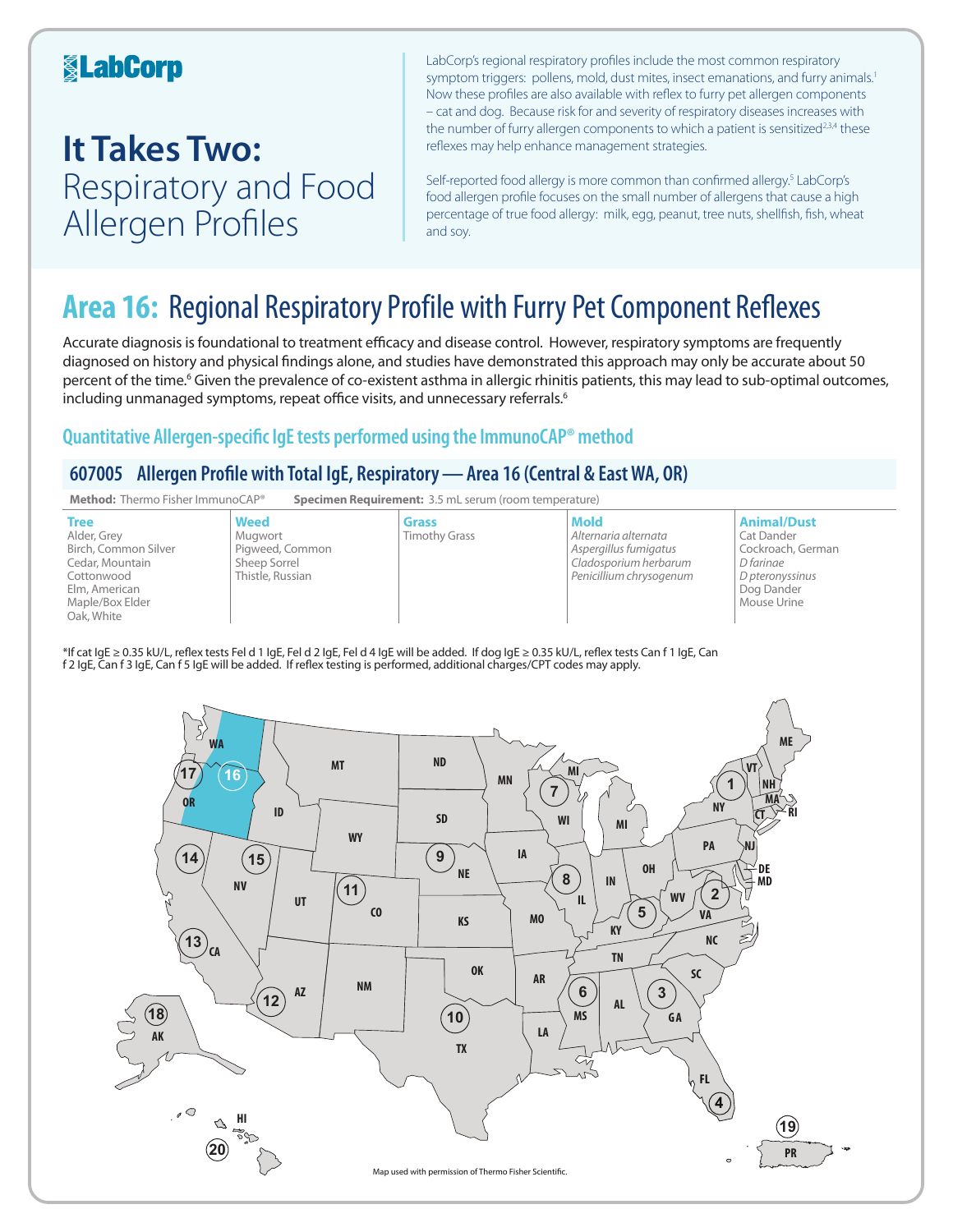# LabCorp

# It Takes Two: Respiratory and Food Allergen Profiles

LabCorp's regional respiratory profiles include the most common respiratory symptom triggers: pollens, mold, dust mites, insect emanations, and furry animals.[1] Now these profiles are also available with reflex to furry pet allergen components – cat and dog. Because risk for and severity of respiratory diseases increases with the number of furry allergen components to which a patient is sensitized[2,3,4] these reflexes may help enhance management strategies.

Self-reported food allergy is more common than confirmed allergy.[5] LabCorp's food allergen profile focuses on the small number of allergens that cause a high percentage of true food allergy: milk, egg, peanut, tree nuts, shellfish, fish, wheat and soy.

## Area 16: Regional Respiratory Profile with Furry Pet Component Reflexes

Accurate diagnosis is foundational to treatment efficacy and disease control. However, respiratory symptoms are frequently diagnosed on history and physical findings alone, and studies have demonstrated this approach may only be accurate about 50 percent of the time.[6] Given the prevalence of co-existent asthma in allergic rhinitis patients, this may lead to sub-optimal outcomes, including unmanaged symptoms, repeat office visits, and unnecessary referrals.[6]

### Quantitative Allergen-specific IgE tests performed using the ImmunoCAP® method

#### 607005 Allergen Profile with Total IgE, Respiratory — Area 16 (Central & East WA, OR)

**Method:** Thermo Fisher ImmunoCAP® **Specimen Requirement:** 3.5 mL serum (room temperature)

| Tree | Weed | Grass | Mold | Animal/Dust |
|---|---|---|---|---|
| Alder, Grey | Mugwort | Timothy Grass | *Alternaria alternata* | Cat Dander |
| Birch, Common Silver | Pigweed, Common | | *Aspergillus fumigatus* | Cockroach, German |
| Cedar, Mountain | Sheep Sorrel | | *Cladosporium herbarum* | *D farinae* |
| Cottonwood | Thistle, Russian | | *Penicillium chrysogenum* | *D pteronyssinus* |
| Elm, American | | | | Dog Dander |
| Maple/Box Elder | | | | Mouse Urine |
| Oak, White | | | | |

*If cat IgE ≥ 0.35 kU/L, reflex tests Fel d 1 IgE, Fel d 2 IgE, Fel d 4 IgE will be added. If dog IgE ≥ 0.35 kU/L, reflex tests Can f 1 IgE, Can f 2 IgE, Can f 3 IgE, Can f 5 IgE will be added. If reflex testing is performed, additional charges/CPT codes may apply.

Map used with permission of Thermo Fisher Scientific.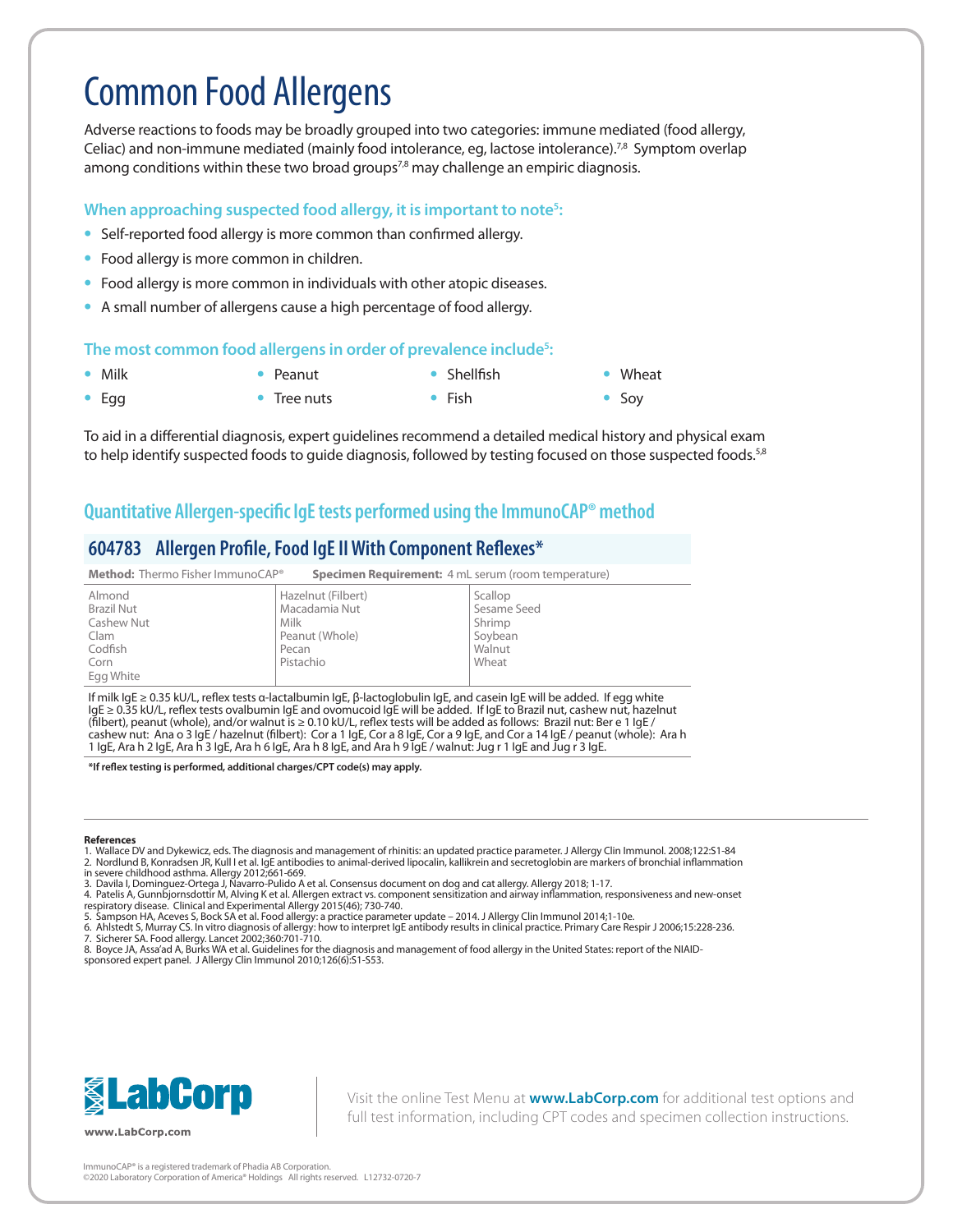# Common Food Allergens

Adverse reactions to foods may be broadly grouped into two categories: immune mediated (food allergy, Celiac) and non-immune mediated (mainly food intolerance, eg, lactose intolerance).[7,8] Symptom overlap among conditions within these two broad groups[7,8] may challenge an empiric diagnosis.

### When approaching suspected food allergy, it is important to note[5]:

- Self-reported food allergy is more common than confirmed allergy.
- Food allergy is more common in children.
- Food allergy is more common in individuals with other atopic diseases.
- A small number of allergens cause a high percentage of food allergy.

### The most common food allergens in order of prevalence include[5]:

- Milk
- Egg
- Peanut
- Tree nuts
- Shellfish
- Fish
- Wheat
- Soy

To aid in a differential diagnosis, expert guidelines recommend a detailed medical history and physical exam to help identify suspected foods to guide diagnosis, followed by testing focused on those suspected foods.[5,8]

## Quantitative Allergen-specific IgE tests performed using the ImmunoCAP® method

### 604783 Allergen Profile, Food IgE II With Component Reflexes*

**Method:** Thermo Fisher ImmunoCAP® **Specimen Requirement:** 4 mL serum (room temperature)

| | | |
|---|---|---|
| Almond | Hazelnut (Filbert) | Scallop |
| Brazil Nut | Macadamia Nut | Sesame Seed |
| Cashew Nut | Milk | Shrimp |
| Clam | Peanut (Whole) | Soybean |
| Codfish | Pecan | Walnut |
| Corn | Pistachio | Wheat |
| Egg White | | |

If milk IgE ≥ 0.35 kU/L, reflex tests α-lactalbumin IgE, β-lactoglobulin IgE, and casein IgE will be added. If egg white IgE ≥ 0.35 kU/L, reflex tests ovalbumin IgE and ovomucoid IgE will be added. If IgE to Brazil nut, cashew nut, hazelnut (filbert), peanut (whole), and/or walnut is ≥ 0.10 kU/L, reflex tests will be added as follows: Brazil nut: Ber e 1 IgE / cashew nut: Ana o 3 IgE / hazelnut (filbert): Cor a 1 IgE, Cor a 8 IgE, Cor a 9 IgE, and Cor a 14 IgE / peanut (whole): Ara h 1 IgE, Ara h 2 IgE, Ara h 3 IgE, Ara h 6 IgE, Ara h 8 IgE, and Ara h 9 IgE / walnut: Jug r 1 IgE and Jug r 3 IgE.

**\*If reflex testing is performed, additional charges/CPT code(s) may apply.**

---

**References**

1. Wallace DV and Dykewicz, eds. The diagnosis and management of rhinitis: an updated practice parameter. J Allergy Clin Immunol. 2008;122:S1-84
2. Nordlund B, Konradsen JR, Kull I et al. IgE antibodies to animal-derived lipocalin, kallikrein and secretoglobin are markers of bronchial inflammation in severe childhood asthma. Allergy 2012;661-669.
3. Davila I, Dominguez-Ortega J, Navarro-Pulido A et al. Consensus document on dog and cat allergy. Allergy 2018; 1-17.
4. Patelis A, Gunnbjornsdottir M, Alving K et al. Allergen extract vs. component sensitization and airway inflammation, responsiveness and new-onset respiratory disease. Clinical and Experimental Allergy 2015(46); 730-740.
5. Sampson HA, Aceves S, Bock SA et al. Food allergy: a practice parameter update – 2014. J Allergy Clin Immunol 2014;1-10e.
6. Ahlstedt S, Murray CS. In vitro diagnosis of allergy: how to interpret IgE antibody results in clinical practice. Primary Care Respir J 2006;15:228-236.
7. Sicherer SA. Food allergy. Lancet 2002;360:701-710.
8. Boyce JA, Assa'ad A, Burks WA et al. Guidelines for the diagnosis and management of food allergy in the United States: report of the NIAID-sponsored expert panel. J Allergy Clin Immunol 2010;126(6):S1-S53.

LabCorp

www.LabCorp.com

Visit the online Test Menu at **www.LabCorp.com** for additional test options and full test information, including CPT codes and specimen collection instructions.

ImmunoCAP® is a registered trademark of Phadia AB Corporation.
©2020 Laboratory Corporation of America® Holdings All rights reserved. L12732-0720-7